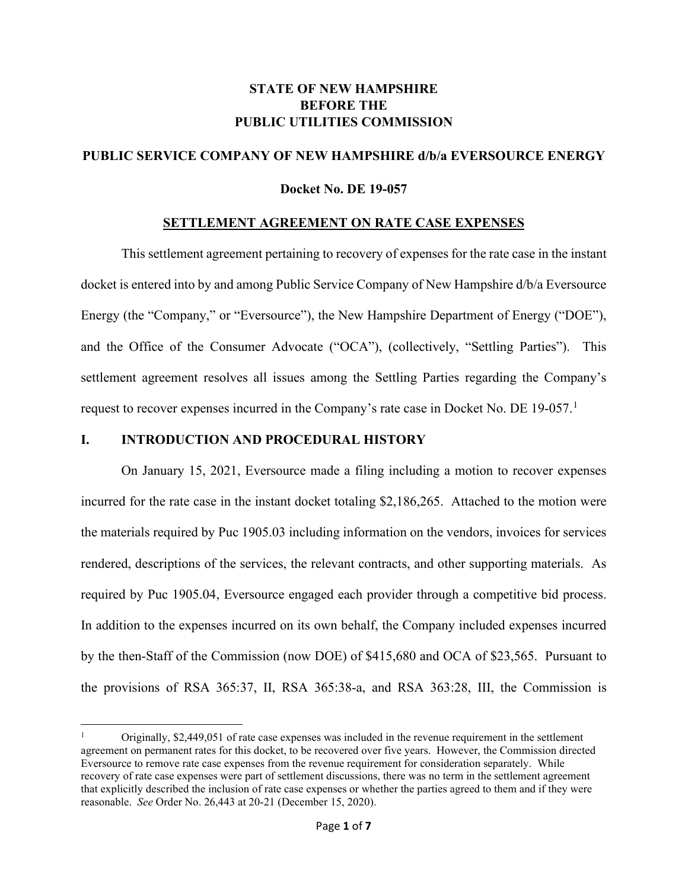**STATE OF NEW HAMPSHIRE**
**BEFORE THE**
**PUBLIC UTILITIES COMMISSION**

**PUBLIC SERVICE COMPANY OF NEW HAMPSHIRE d/b/a EVERSOURCE ENERGY**

**Docket No. DE 19-057**

**SETTLEMENT AGREEMENT ON RATE CASE EXPENSES**

This settlement agreement pertaining to recovery of expenses for the rate case in the instant docket is entered into by and among Public Service Company of New Hampshire d/b/a Eversource Energy (the "Company," or "Eversource"), the New Hampshire Department of Energy ("DOE"), and the Office of the Consumer Advocate ("OCA"), (collectively, "Settling Parties"). This settlement agreement resolves all issues among the Settling Parties regarding the Company's request to recover expenses incurred in the Company's rate case in Docket No. DE 19-057.[1]

## I. INTRODUCTION AND PROCEDURAL HISTORY

On January 15, 2021, Eversource made a filing including a motion to recover expenses incurred for the rate case in the instant docket totaling $2,186,265. Attached to the motion were the materials required by Puc 1905.03 including information on the vendors, invoices for services rendered, descriptions of the services, the relevant contracts, and other supporting materials. As required by Puc 1905.04, Eversource engaged each provider through a competitive bid process. In addition to the expenses incurred on its own behalf, the Company included expenses incurred by the then-Staff of the Commission (now DOE) of $415,680 and OCA of $23,565. Pursuant to the provisions of RSA 365:37, II, RSA 365:38-a, and RSA 363:28, III, the Commission is

[1] Originally, $2,449,051 of rate case expenses was included in the revenue requirement in the settlement agreement on permanent rates for this docket, to be recovered over five years. However, the Commission directed Eversource to remove rate case expenses from the revenue requirement for consideration separately. While recovery of rate case expenses were part of settlement discussions, there was no term in the settlement agreement that explicitly described the inclusion of rate case expenses or whether the parties agreed to them and if they were reasonable. *See* Order No. 26,443 at 20-21 (December 15, 2020).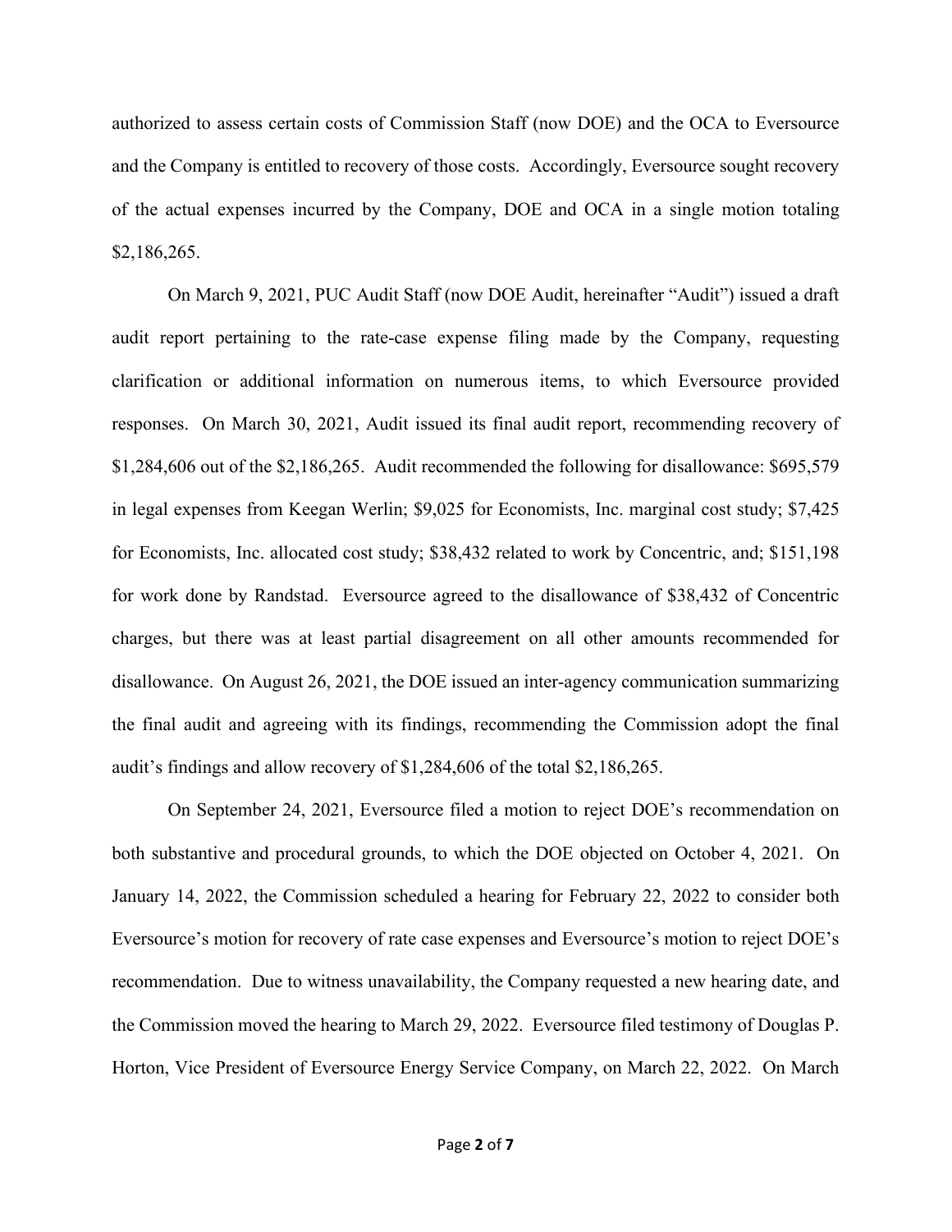authorized to assess certain costs of Commission Staff (now DOE) and the OCA to Eversource and the Company is entitled to recovery of those costs. Accordingly, Eversource sought recovery of the actual expenses incurred by the Company, DOE and OCA in a single motion totaling $2,186,265.

On March 9, 2021, PUC Audit Staff (now DOE Audit, hereinafter "Audit") issued a draft audit report pertaining to the rate-case expense filing made by the Company, requesting clarification or additional information on numerous items, to which Eversource provided responses. On March 30, 2021, Audit issued its final audit report, recommending recovery of $1,284,606 out of the $2,186,265. Audit recommended the following for disallowance: $695,579 in legal expenses from Keegan Werlin; $9,025 for Economists, Inc. marginal cost study; $7,425 for Economists, Inc. allocated cost study; $38,432 related to work by Concentric, and; $151,198 for work done by Randstad. Eversource agreed to the disallowance of $38,432 of Concentric charges, but there was at least partial disagreement on all other amounts recommended for disallowance. On August 26, 2021, the DOE issued an inter-agency communication summarizing the final audit and agreeing with its findings, recommending the Commission adopt the final audit's findings and allow recovery of $1,284,606 of the total $2,186,265.

On September 24, 2021, Eversource filed a motion to reject DOE's recommendation on both substantive and procedural grounds, to which the DOE objected on October 4, 2021. On January 14, 2022, the Commission scheduled a hearing for February 22, 2022 to consider both Eversource's motion for recovery of rate case expenses and Eversource's motion to reject DOE's recommendation. Due to witness unavailability, the Company requested a new hearing date, and the Commission moved the hearing to March 29, 2022. Eversource filed testimony of Douglas P. Horton, Vice President of Eversource Energy Service Company, on March 22, 2022. On March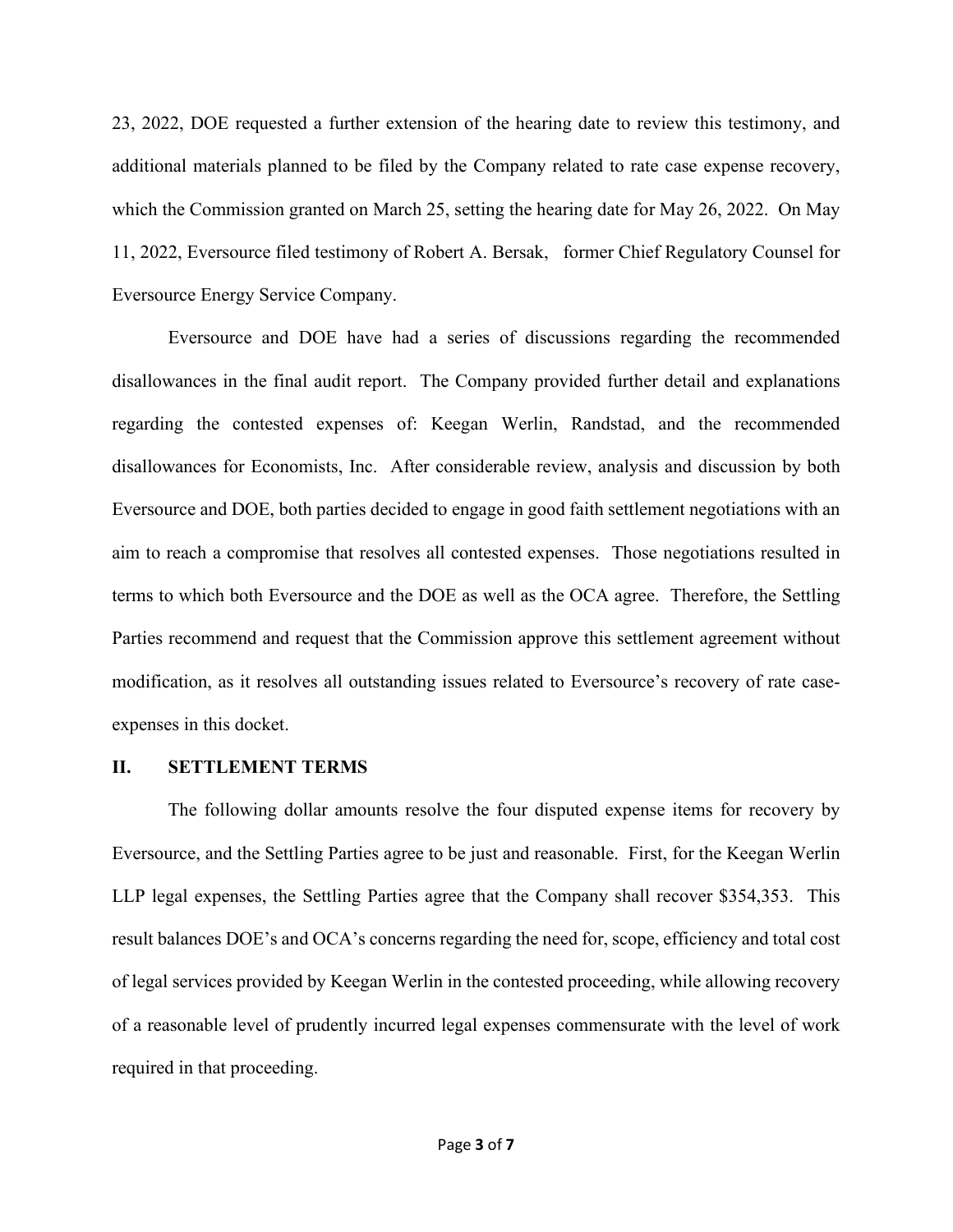23, 2022, DOE requested a further extension of the hearing date to review this testimony, and additional materials planned to be filed by the Company related to rate case expense recovery, which the Commission granted on March 25, setting the hearing date for May 26, 2022. On May 11, 2022, Eversource filed testimony of Robert A. Bersak, former Chief Regulatory Counsel for Eversource Energy Service Company.

Eversource and DOE have had a series of discussions regarding the recommended disallowances in the final audit report. The Company provided further detail and explanations regarding the contested expenses of: Keegan Werlin, Randstad, and the recommended disallowances for Economists, Inc. After considerable review, analysis and discussion by both Eversource and DOE, both parties decided to engage in good faith settlement negotiations with an aim to reach a compromise that resolves all contested expenses. Those negotiations resulted in terms to which both Eversource and the DOE as well as the OCA agree. Therefore, the Settling Parties recommend and request that the Commission approve this settlement agreement without modification, as it resolves all outstanding issues related to Eversource's recovery of rate case-expenses in this docket.

## II. SETTLEMENT TERMS

The following dollar amounts resolve the four disputed expense items for recovery by Eversource, and the Settling Parties agree to be just and reasonable. First, for the Keegan Werlin LLP legal expenses, the Settling Parties agree that the Company shall recover $354,353. This result balances DOE's and OCA's concerns regarding the need for, scope, efficiency and total cost of legal services provided by Keegan Werlin in the contested proceeding, while allowing recovery of a reasonable level of prudently incurred legal expenses commensurate with the level of work required in that proceeding.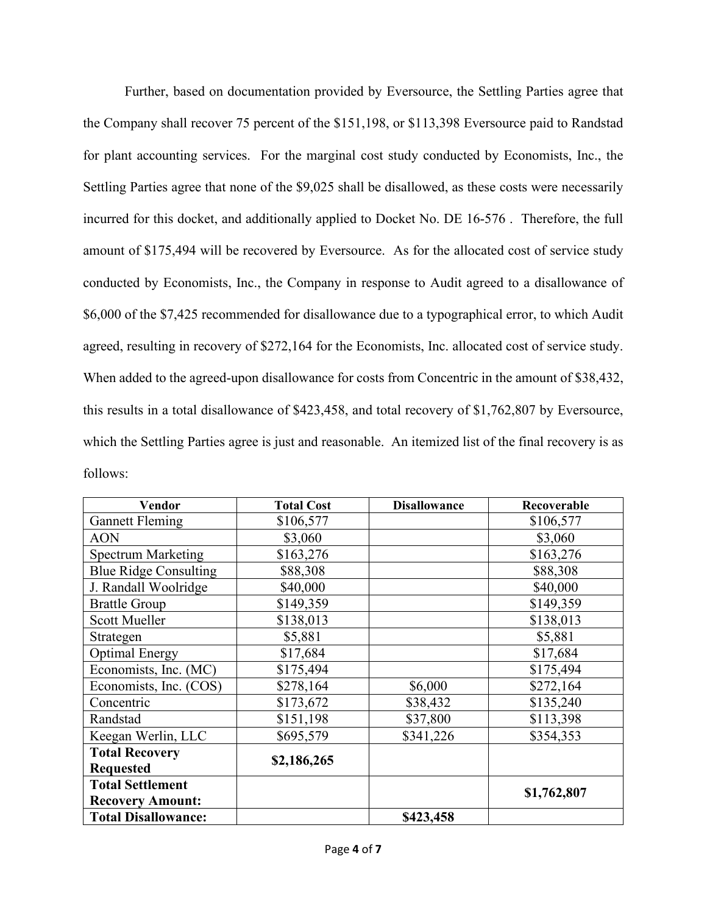Further, based on documentation provided by Eversource, the Settling Parties agree that the Company shall recover 75 percent of the $151,198, or $113,398 Eversource paid to Randstad for plant accounting services. For the marginal cost study conducted by Economists, Inc., the Settling Parties agree that none of the $9,025 shall be disallowed, as these costs were necessarily incurred for this docket, and additionally applied to Docket No. DE 16-576 . Therefore, the full amount of $175,494 will be recovered by Eversource. As for the allocated cost of service study conducted by Economists, Inc., the Company in response to Audit agreed to a disallowance of $6,000 of the $7,425 recommended for disallowance due to a typographical error, to which Audit agreed, resulting in recovery of $272,164 for the Economists, Inc. allocated cost of service study. When added to the agreed-upon disallowance for costs from Concentric in the amount of $38,432, this results in a total disallowance of $423,458, and total recovery of $1,762,807 by Eversource, which the Settling Parties agree is just and reasonable. An itemized list of the final recovery is as follows:

| Vendor | Total Cost | Disallowance | Recoverable |
|---|---|---|---|
| Gannett Fleming | $106,577 | | $106,577 |
| AON | $3,060 | | $3,060 |
| Spectrum Marketing | $163,276 | | $163,276 |
| Blue Ridge Consulting | $88,308 | | $88,308 |
| J. Randall Woolridge | $40,000 | | $40,000 |
| Brattle Group | $149,359 | | $149,359 |
| Scott Mueller | $138,013 | | $138,013 |
| Strategen | $5,881 | | $5,881 |
| Optimal Energy | $17,684 | | $17,684 |
| Economists, Inc. (MC) | $175,494 | | $175,494 |
| Economists, Inc. (COS) | $278,164 | $6,000 | $272,164 |
| Concentric | $173,672 | $38,432 | $135,240 |
| Randstad | $151,198 | $37,800 | $113,398 |
| Keegan Werlin, LLC | $695,579 | $341,226 | $354,353 |
| **Total Recovery Requested** | **$2,186,265** | | |
| **Total Settlement Recovery Amount:** | | | **$1,762,807** |
| **Total Disallowance:** | | **$423,458** | |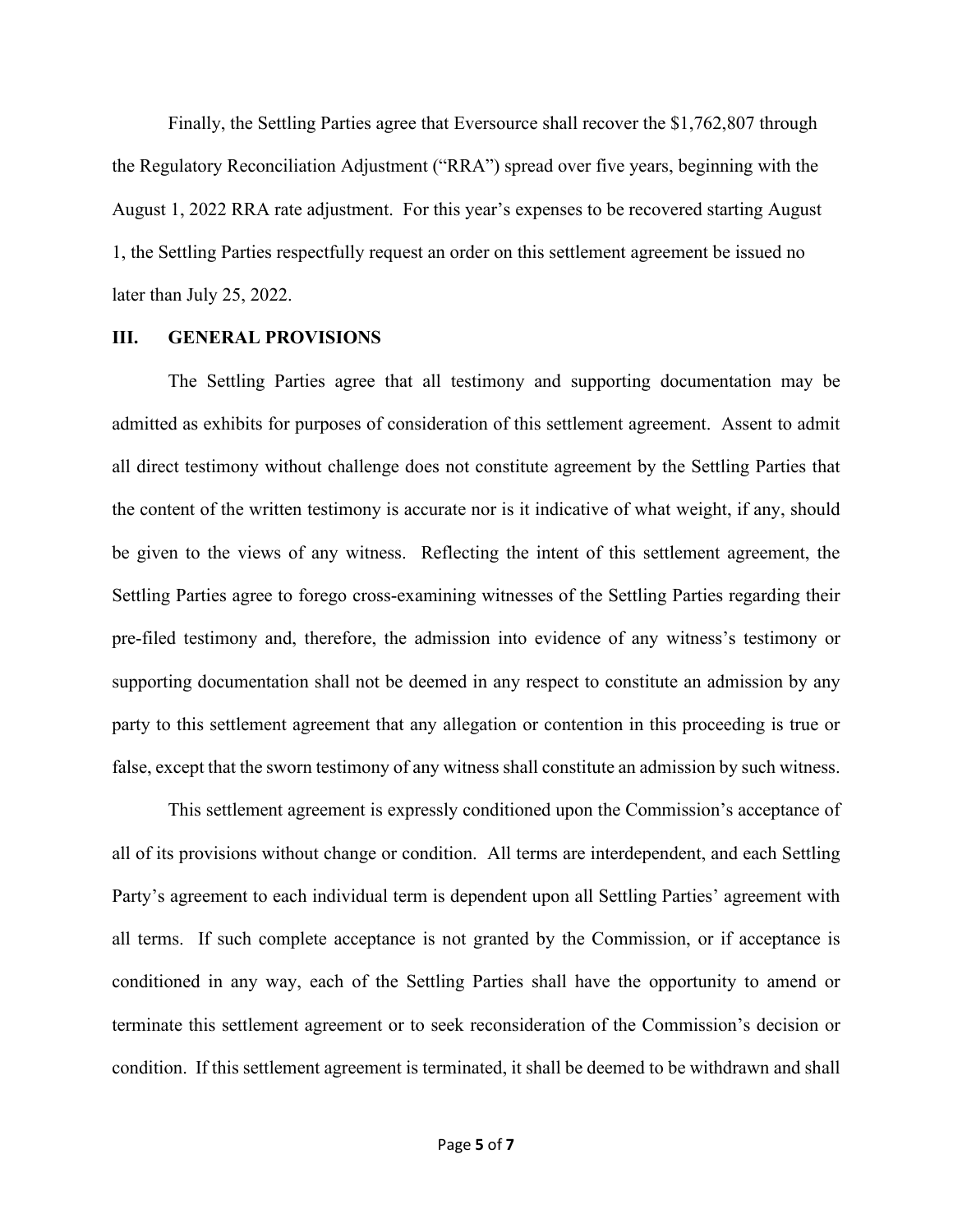Finally, the Settling Parties agree that Eversource shall recover the $1,762,807 through the Regulatory Reconciliation Adjustment ("RRA") spread over five years, beginning with the August 1, 2022 RRA rate adjustment. For this year's expenses to be recovered starting August 1, the Settling Parties respectfully request an order on this settlement agreement be issued no later than July 25, 2022.

## III. GENERAL PROVISIONS

The Settling Parties agree that all testimony and supporting documentation may be admitted as exhibits for purposes of consideration of this settlement agreement. Assent to admit all direct testimony without challenge does not constitute agreement by the Settling Parties that the content of the written testimony is accurate nor is it indicative of what weight, if any, should be given to the views of any witness. Reflecting the intent of this settlement agreement, the Settling Parties agree to forego cross-examining witnesses of the Settling Parties regarding their pre-filed testimony and, therefore, the admission into evidence of any witness's testimony or supporting documentation shall not be deemed in any respect to constitute an admission by any party to this settlement agreement that any allegation or contention in this proceeding is true or false, except that the sworn testimony of any witness shall constitute an admission by such witness.

This settlement agreement is expressly conditioned upon the Commission's acceptance of all of its provisions without change or condition. All terms are interdependent, and each Settling Party's agreement to each individual term is dependent upon all Settling Parties' agreement with all terms. If such complete acceptance is not granted by the Commission, or if acceptance is conditioned in any way, each of the Settling Parties shall have the opportunity to amend or terminate this settlement agreement or to seek reconsideration of the Commission's decision or condition. If this settlement agreement is terminated, it shall be deemed to be withdrawn and shall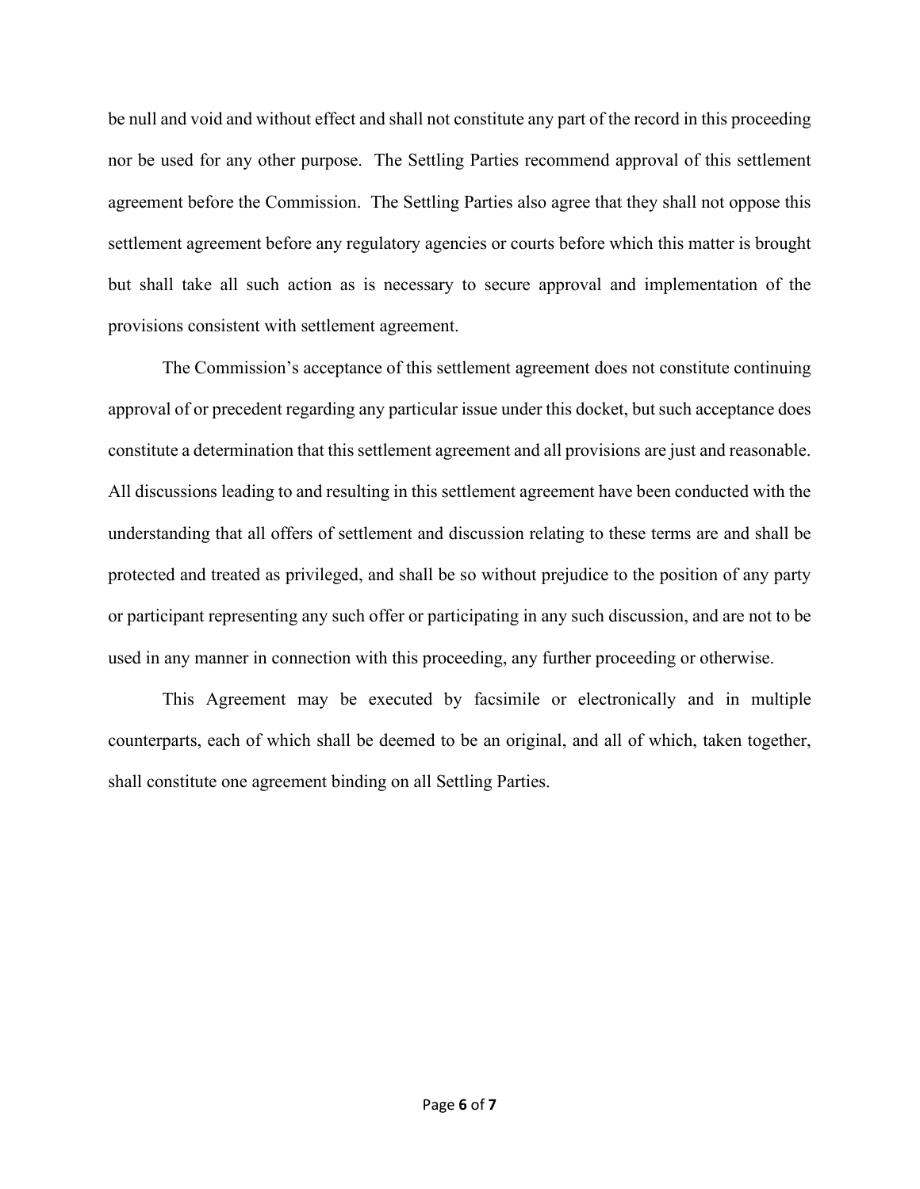be null and void and without effect and shall not constitute any part of the record in this proceeding nor be used for any other purpose. The Settling Parties recommend approval of this settlement agreement before the Commission. The Settling Parties also agree that they shall not oppose this settlement agreement before any regulatory agencies or courts before which this matter is brought but shall take all such action as is necessary to secure approval and implementation of the provisions consistent with settlement agreement.

The Commission's acceptance of this settlement agreement does not constitute continuing approval of or precedent regarding any particular issue under this docket, but such acceptance does constitute a determination that this settlement agreement and all provisions are just and reasonable. All discussions leading to and resulting in this settlement agreement have been conducted with the understanding that all offers of settlement and discussion relating to these terms are and shall be protected and treated as privileged, and shall be so without prejudice to the position of any party or participant representing any such offer or participating in any such discussion, and are not to be used in any manner in connection with this proceeding, any further proceeding or otherwise.

This Agreement may be executed by facsimile or electronically and in multiple counterparts, each of which shall be deemed to be an original, and all of which, taken together, shall constitute one agreement binding on all Settling Parties.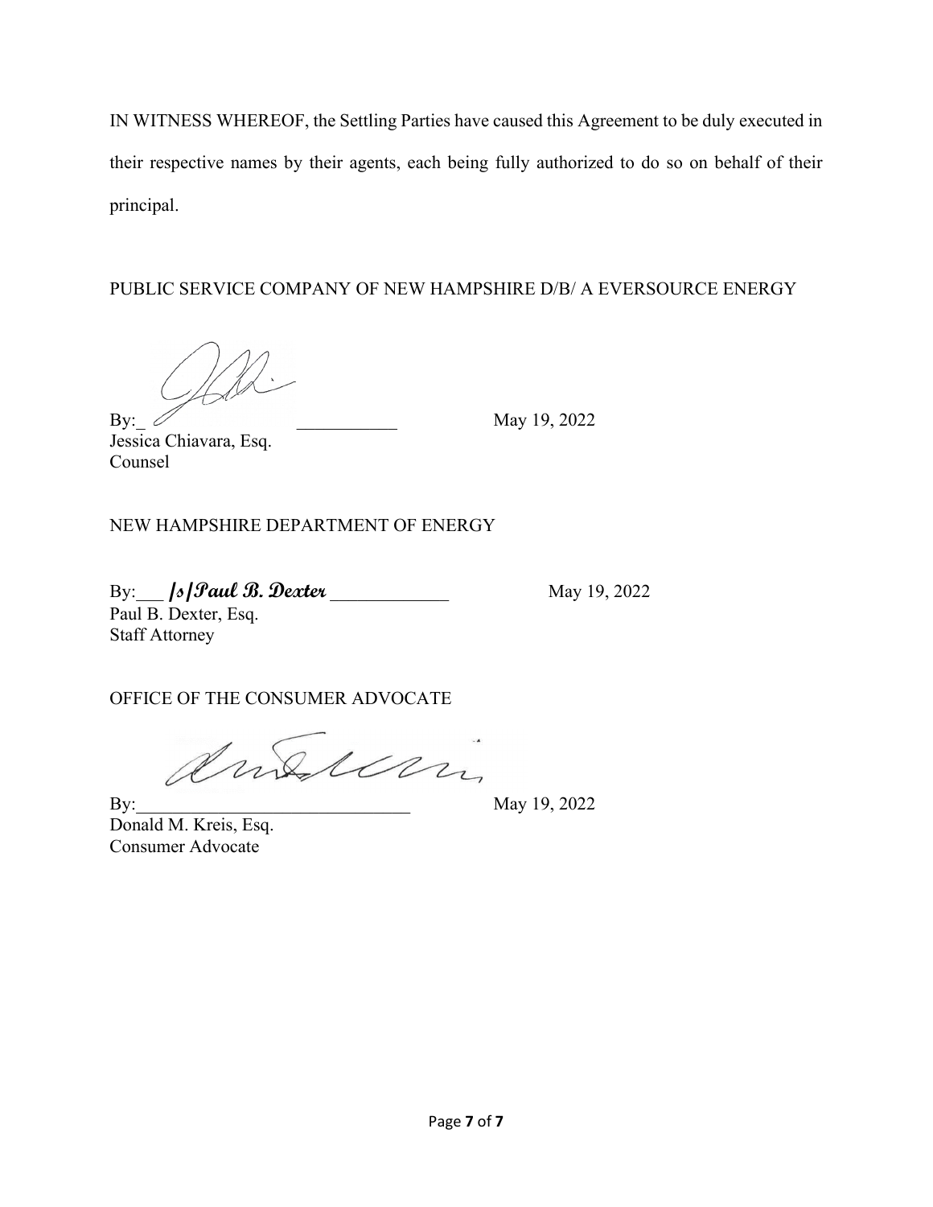IN WITNESS WHEREOF, the Settling Parties have caused this Agreement to be duly executed in their respective names by their agents, each being fully authorized to do so on behalf of their principal.

PUBLIC SERVICE COMPANY OF NEW HAMPSHIRE D/B/ A EVERSOURCE ENERGY

By:_______________ May 19, 2022
Jessica Chiavara, Esq.
Counsel

NEW HAMPSHIRE DEPARTMENT OF ENERGY

By:___ /s/Paul B. Dexter _____________ May 19, 2022
Paul B. Dexter, Esq.
Staff Attorney

OFFICE OF THE CONSUMER ADVOCATE

By:______________________________ May 19, 2022
Donald M. Kreis, Esq.
Consumer Advocate